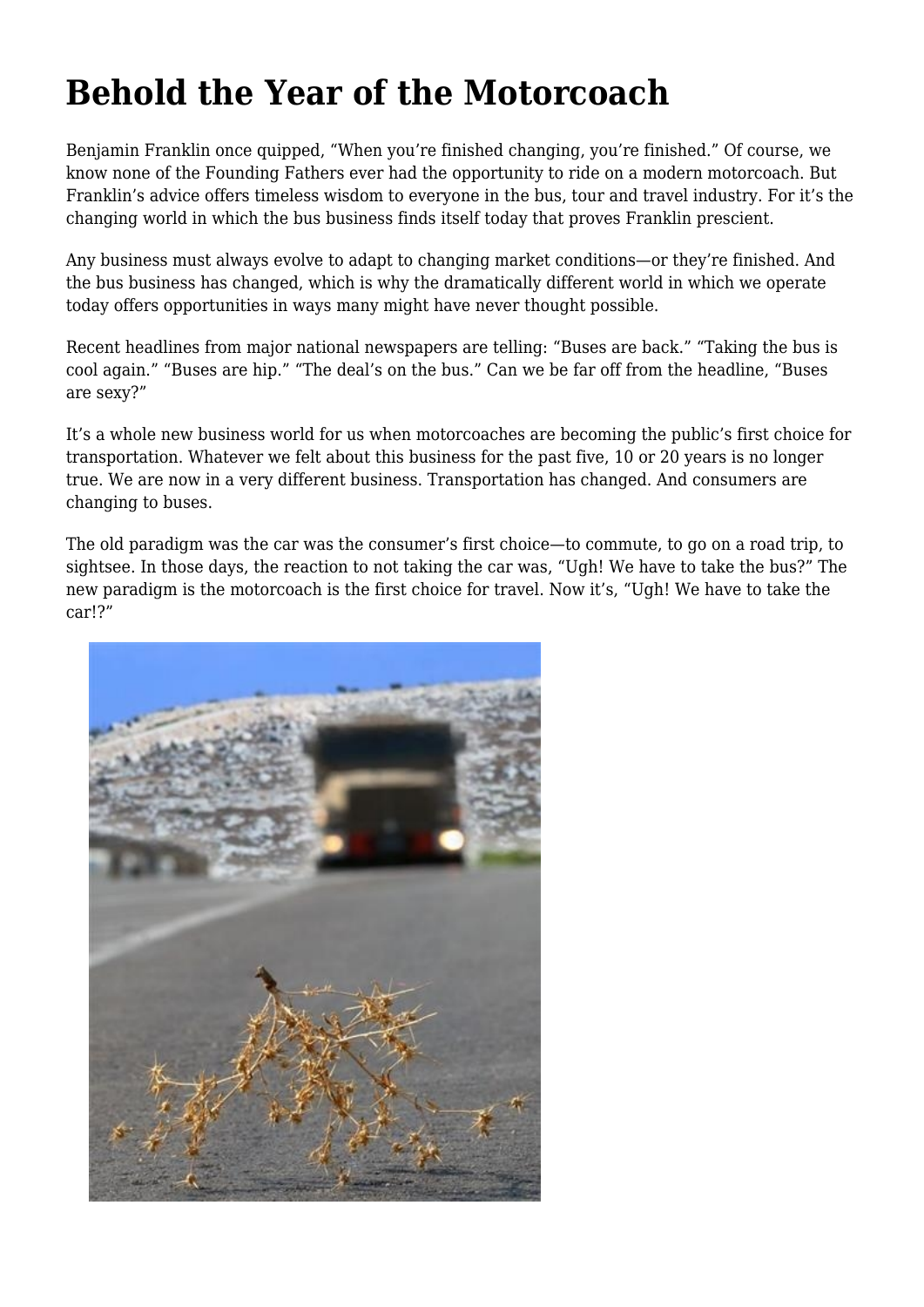# Behold the Year of the Motorcoach

Benjamin Franklin once quipped, “When you’re finished changing, you’re finished.” Of course, we know none of the Founding Fathers ever had the opportunity to ride on a modern motorcoach. But Franklin’s advice offers timeless wisdom to everyone in the bus, tour and travel industry. For it’s the changing world in which the bus business finds itself today that proves Franklin prescient.

Any business must always evolve to adapt to changing market conditions—or they’re finished. And the bus business has changed, which is why the dramatically different world in which we operate today offers opportunities in ways many might have never thought possible.

Recent headlines from major national newspapers are telling: “Buses are back.” “Taking the bus is cool again.” “Buses are hip.” “The deal’s on the bus.” Can we be far off from the headline, “Buses are sexy?”

It’s a whole new business world for us when motorcoaches are becoming the public’s first choice for transportation. Whatever we felt about this business for the past five, 10 or 20 years is no longer true. We are now in a very different business. Transportation has changed. And consumers are changing to buses.

The old paradigm was the car was the consumer’s first choice—to commute, to go on a road trip, to sightsee. In those days, the reaction to not taking the car was, “Ugh! We have to take the bus?” The new paradigm is the motorcoach is the first choice for travel. Now it’s, “Ugh! We have to take the car!?”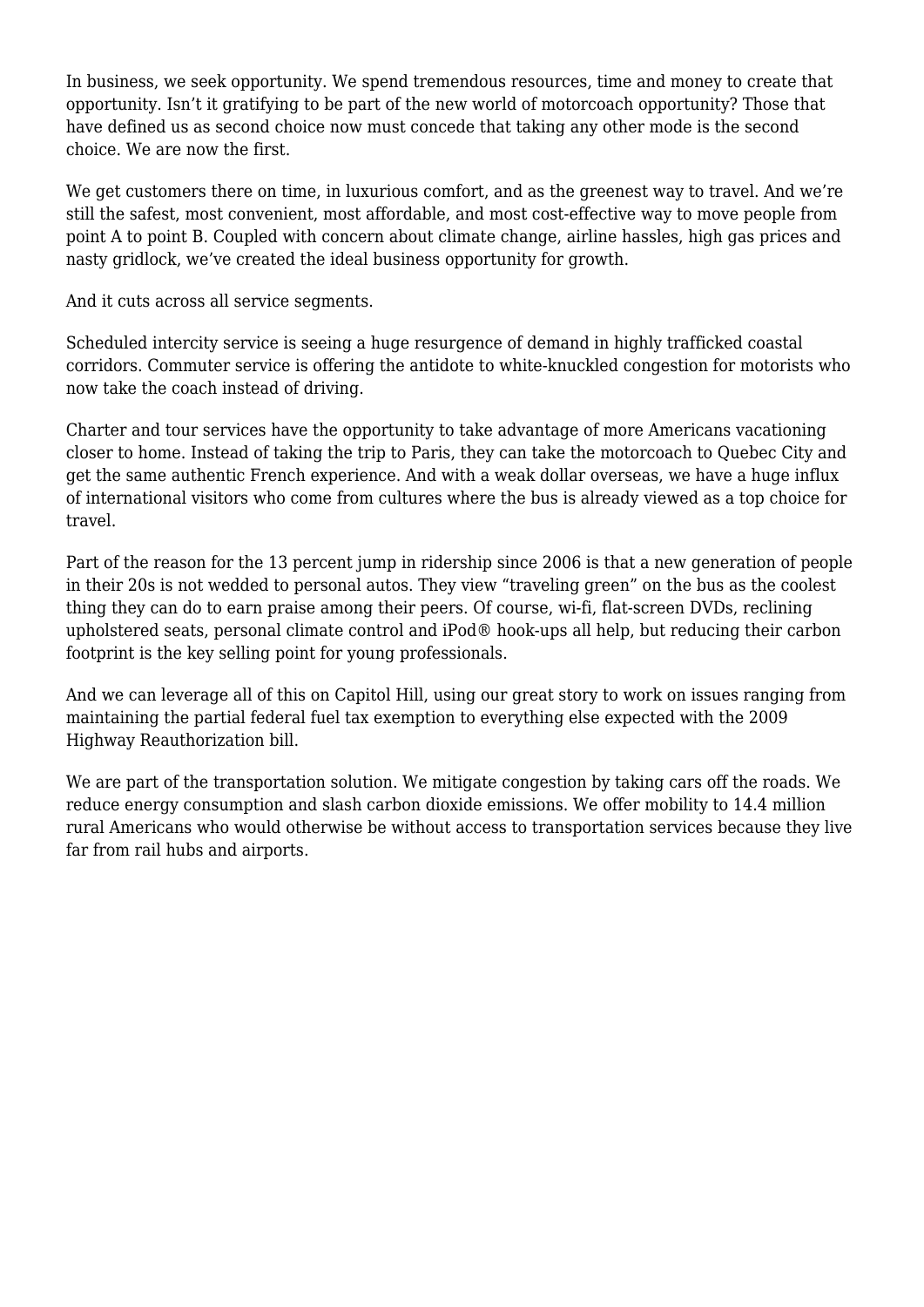In business, we seek opportunity. We spend tremendous resources, time and money to create that opportunity. Isn't it gratifying to be part of the new world of motorcoach opportunity? Those that have defined us as second choice now must concede that taking any other mode is the second choice. We are now the first.

We get customers there on time, in luxurious comfort, and as the greenest way to travel. And we're still the safest, most convenient, most affordable, and most cost-effective way to move people from point A to point B. Coupled with concern about climate change, airline hassles, high gas prices and nasty gridlock, we've created the ideal business opportunity for growth.

And it cuts across all service segments.

Scheduled intercity service is seeing a huge resurgence of demand in highly trafficked coastal corridors. Commuter service is offering the antidote to white-knuckled congestion for motorists who now take the coach instead of driving.

Charter and tour services have the opportunity to take advantage of more Americans vacationing closer to home. Instead of taking the trip to Paris, they can take the motorcoach to Quebec City and get the same authentic French experience. And with a weak dollar overseas, we have a huge influx of international visitors who come from cultures where the bus is already viewed as a top choice for travel.

Part of the reason for the 13 percent jump in ridership since 2006 is that a new generation of people in their 20s is not wedded to personal autos. They view "traveling green" on the bus as the coolest thing they can do to earn praise among their peers. Of course, wi-fi, flat-screen DVDs, reclining upholstered seats, personal climate control and iPod® hook-ups all help, but reducing their carbon footprint is the key selling point for young professionals.

And we can leverage all of this on Capitol Hill, using our great story to work on issues ranging from maintaining the partial federal fuel tax exemption to everything else expected with the 2009 Highway Reauthorization bill.

We are part of the transportation solution. We mitigate congestion by taking cars off the roads. We reduce energy consumption and slash carbon dioxide emissions. We offer mobility to 14.4 million rural Americans who would otherwise be without access to transportation services because they live far from rail hubs and airports.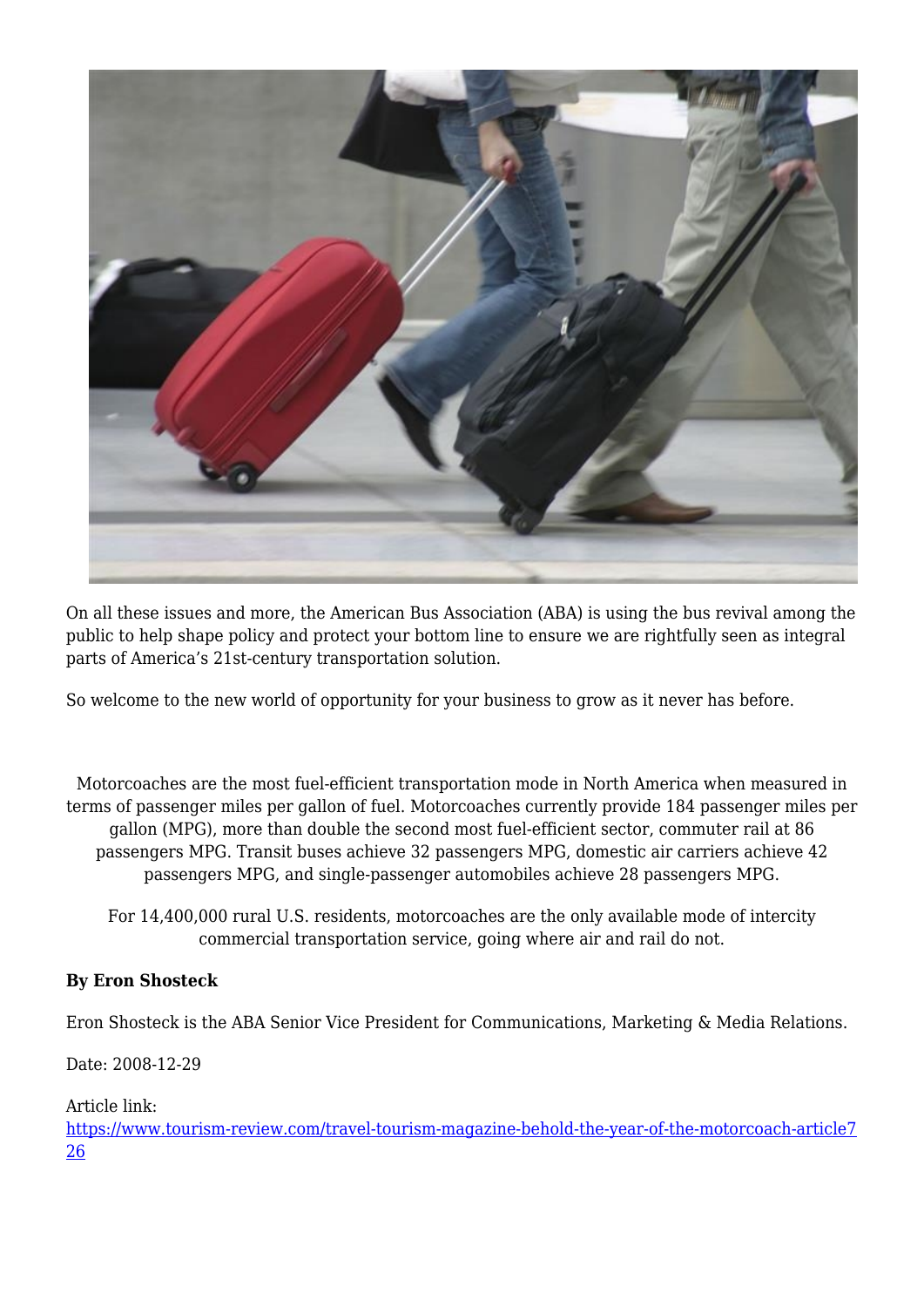On all these issues and more, the American Bus Association (ABA) is using the bus revival among the public to help shape policy and protect your bottom line to ensure we are rightfully seen as integral parts of America's 21st-century transportation solution.

So welcome to the new world of opportunity for your business to grow as it never has before.

Motorcoaches are the most fuel-efficient transportation mode in North America when measured in terms of passenger miles per gallon of fuel. Motorcoaches currently provide 184 passenger miles per gallon (MPG), more than double the second most fuel-efficient sector, commuter rail at 86 passengers MPG. Transit buses achieve 32 passengers MPG, domestic air carriers achieve 42 passengers MPG, and single-passenger automobiles achieve 28 passengers MPG.

For 14,400,000 rural U.S. residents, motorcoaches are the only available mode of intercity commercial transportation service, going where air and rail do not.

**By Eron Shosteck**

Eron Shosteck is the ABA Senior Vice President for Communications, Marketing & Media Relations.

Date: 2008-12-29

Article link:
https://www.tourism-review.com/travel-tourism-magazine-behold-the-year-of-the-motorcoach-article726